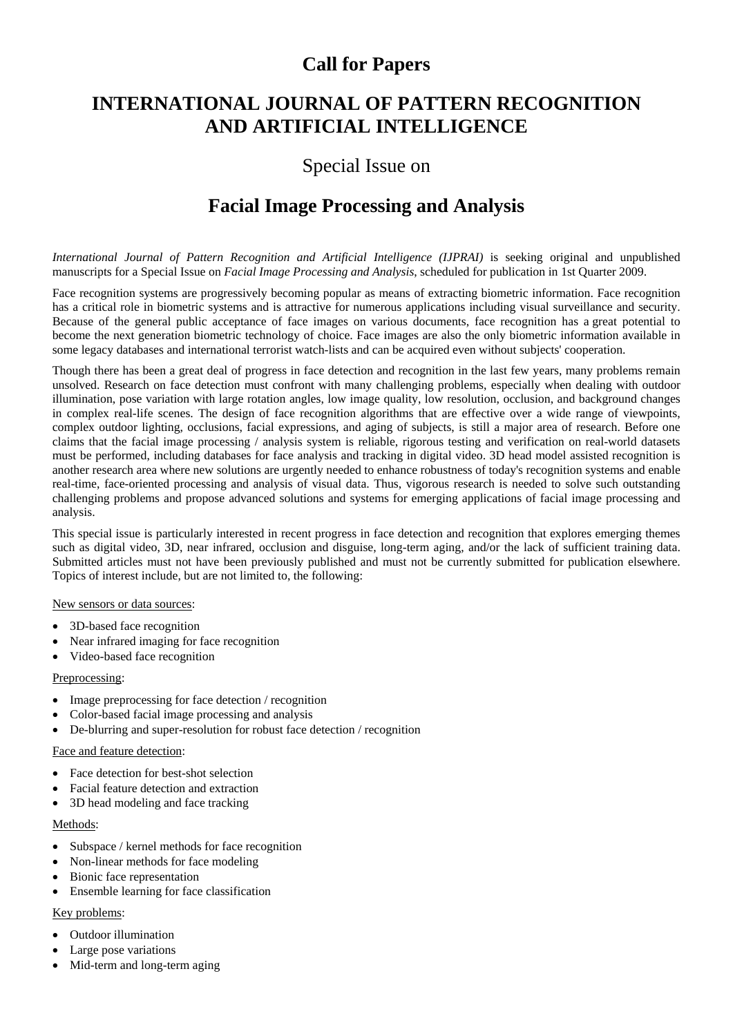# Call for Papers

# INTERNATIONAL JOURNAL OF PATTERN RECOGNITION AND ARTIFICIAL INTELLIGENCE

## Special Issue on

## Facial Image Processing and Analysis

*International Journal of Pattern Recognition and Artificial Intelligence (IJPRAI)* is seeking original and unpublished manuscripts for a Special Issue on *Facial Image Processing and Analysis*, scheduled for publication in 1st Quarter 2009.

Face recognition systems are progressively becoming popular as means of extracting biometric information. Face recognition has a critical role in biometric systems and is attractive for numerous applications including visual surveillance and security. Because of the general public acceptance of face images on various documents, face recognition has a great potential to become the next generation biometric technology of choice. Face images are also the only biometric information available in some legacy databases and international terrorist watch-lists and can be acquired even without subjects' cooperation.

Though there has been a great deal of progress in face detection and recognition in the last few years, many problems remain unsolved. Research on face detection must confront with many challenging problems, especially when dealing with outdoor illumination, pose variation with large rotation angles, low image quality, low resolution, occlusion, and background changes in complex real-life scenes. The design of face recognition algorithms that are effective over a wide range of viewpoints, complex outdoor lighting, occlusions, facial expressions, and aging of subjects, is still a major area of research. Before one claims that the facial image processing / analysis system is reliable, rigorous testing and verification on real-world datasets must be performed, including databases for face analysis and tracking in digital video. 3D head model assisted recognition is another research area where new solutions are urgently needed to enhance robustness of today's recognition systems and enable real-time, face-oriented processing and analysis of visual data. Thus, vigorous research is needed to solve such outstanding challenging problems and propose advanced solutions and systems for emerging applications of facial image processing and analysis.

This special issue is particularly interested in recent progress in face detection and recognition that explores emerging themes such as digital video, 3D, near infrared, occlusion and disguise, long-term aging, and/or the lack of sufficient training data. Submitted articles must not have been previously published and must not be currently submitted for publication elsewhere. Topics of interest include, but are not limited to, the following:

New sensors or data sources:

- 3D-based face recognition
- Near infrared imaging for face recognition
- Video-based face recognition

Preprocessing:

- Image preprocessing for face detection / recognition
- Color-based facial image processing and analysis
- De-blurring and super-resolution for robust face detection / recognition

Face and feature detection:

- Face detection for best-shot selection
- Facial feature detection and extraction
- 3D head modeling and face tracking

Methods:

- Subspace / kernel methods for face recognition
- Non-linear methods for face modeling
- Bionic face representation
- Ensemble learning for face classification

Key problems:

- Outdoor illumination
- Large pose variations
- Mid-term and long-term aging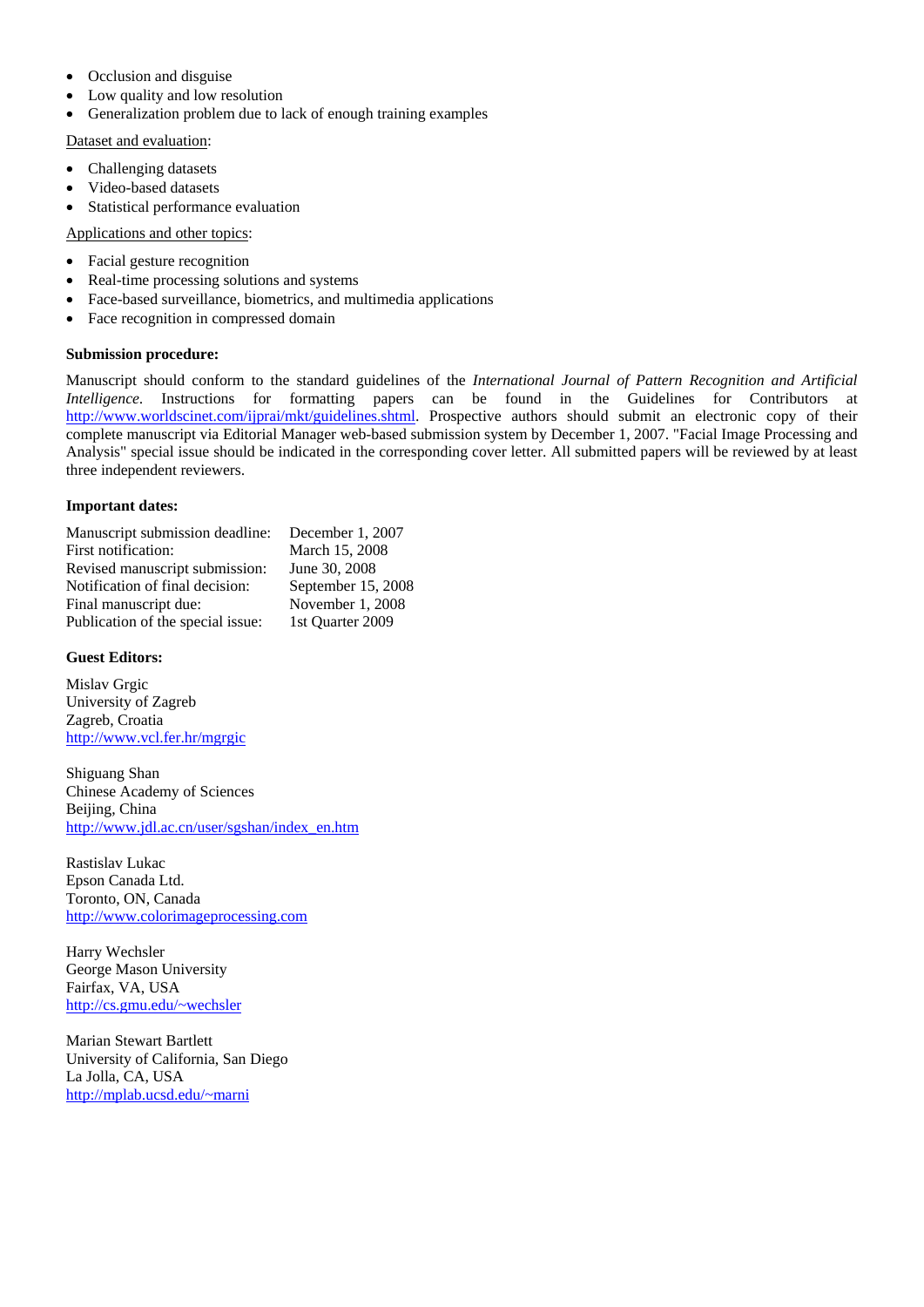- Occlusion and disguise
- Low quality and low resolution
- Generalization problem due to lack of enough training examples

Dataset and evaluation:

- Challenging datasets
- Video-based datasets
- Statistical performance evaluation

Applications and other topics:

- Facial gesture recognition
- Real-time processing solutions and systems
- Face-based surveillance, biometrics, and multimedia applications
- Face recognition in compressed domain

**Submission procedure:**

Manuscript should conform to the standard guidelines of the *International Journal of Pattern Recognition and Artificial Intelligence*. Instructions for formatting papers can be found in the Guidelines for Contributors at http://www.worldscinet.com/ijprai/mkt/guidelines.shtml. Prospective authors should submit an electronic copy of their complete manuscript via Editorial Manager web-based submission system by December 1, 2007. "Facial Image Processing and Analysis" special issue should be indicated in the corresponding cover letter. All submitted papers will be reviewed by at least three independent reviewers.

**Important dates:**

| | |
|---|---|
| Manuscript submission deadline: | December 1, 2007 |
| First notification: | March 15, 2008 |
| Revised manuscript submission: | June 30, 2008 |
| Notification of final decision: | September 15, 2008 |
| Final manuscript due: | November 1, 2008 |
| Publication of the special issue: | 1st Quarter 2009 |

**Guest Editors:**

Mislav Grgic
University of Zagreb
Zagreb, Croatia
http://www.vcl.fer.hr/mgrgic

Shiguang Shan
Chinese Academy of Sciences
Beijing, China
http://www.jdl.ac.cn/user/sgshan/index_en.htm

Rastislav Lukac
Epson Canada Ltd.
Toronto, ON, Canada
http://www.colorimageprocessing.com

Harry Wechsler
George Mason University
Fairfax, VA, USA
http://cs.gmu.edu/~wechsler

Marian Stewart Bartlett
University of California, San Diego
La Jolla, CA, USA
http://mplab.ucsd.edu/~marni